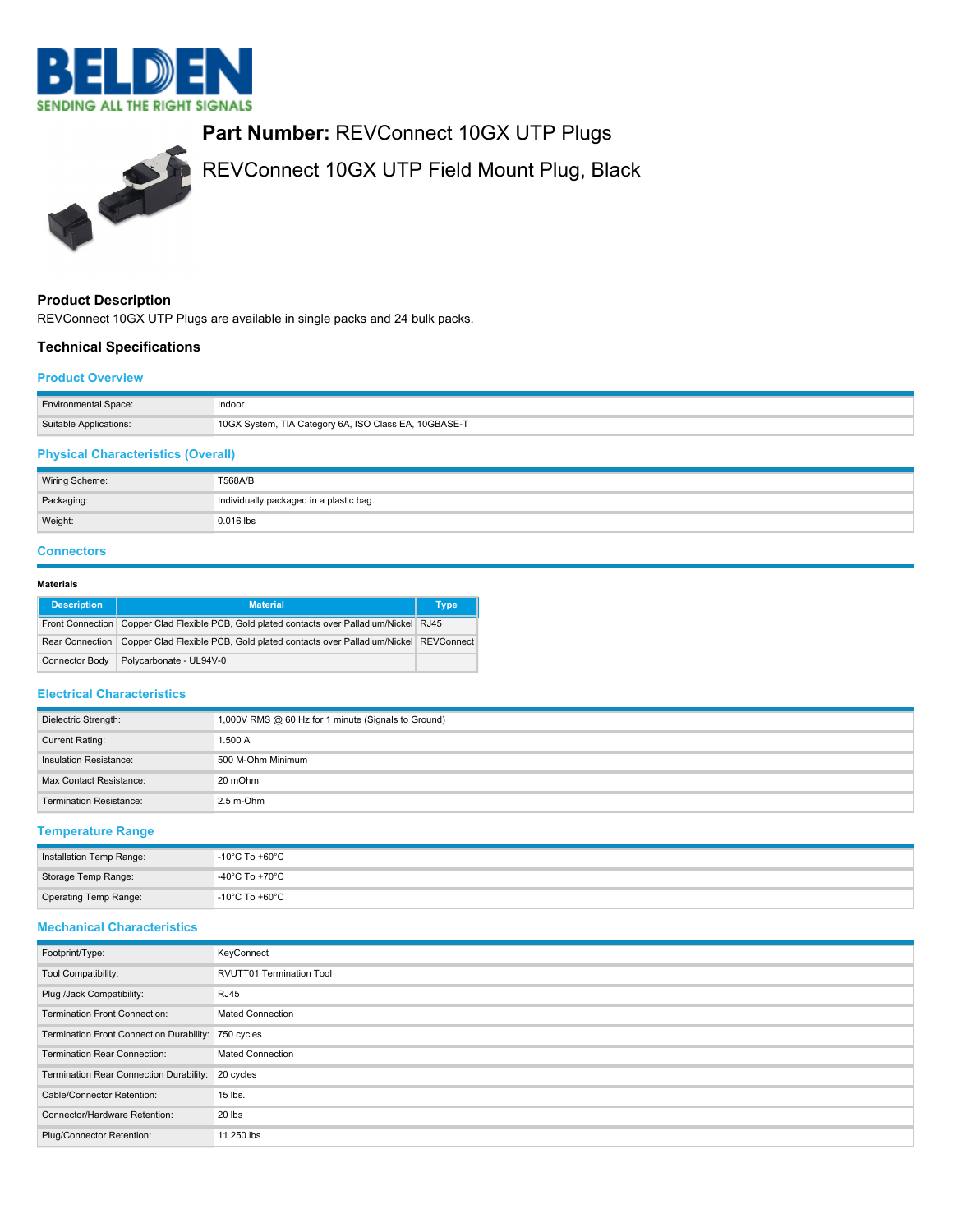BELDEN
SENDING ALL THE RIGHT SIGNALS

**Part Number:** REVConnect 10GX UTP Plugs

REVConnect 10GX UTP Field Mount Plug, Black

## Product Description

REVConnect 10GX UTP Plugs are available in single packs and 24 bulk packs.

## Technical Specifications

### Product Overview

| | |
|---|---|
| Environmental Space: | Indoor |
| Suitable Applications: | 10GX System, TIA Category 6A, ISO Class EA, 10GBASE-T |

### Physical Characteristics (Overall)

| | |
|---|---|
| Wiring Scheme: | T568A/B |
| Packaging: | Individually packaged in a plastic bag. |
| Weight: | 0.016 lbs |

### Connectors

**Materials**

| Description | Material | Type |
|---|---|---|
| Front Connection | Copper Clad Flexible PCB, Gold plated contacts over Palladium/Nickel | RJ45 |
| Rear Connection | Copper Clad Flexible PCB, Gold plated contacts over Palladium/Nickel | REVConnect |
| Connector Body | Polycarbonate - UL94V-0 | |

### Electrical Characteristics

| | |
|---|---|
| Dielectric Strength: | 1,000V RMS @ 60 Hz for 1 minute (Signals to Ground) |
| Current Rating: | 1.500 A |
| Insulation Resistance: | 500 M-Ohm Minimum |
| Max Contact Resistance: | 20 mOhm |
| Termination Resistance: | 2.5 m-Ohm |

### Temperature Range

| | |
|---|---|
| Installation Temp Range: | -10°C To +60°C |
| Storage Temp Range: | -40°C To +70°C |
| Operating Temp Range: | -10°C To +60°C |

### Mechanical Characteristics

| | |
|---|---|
| Footprint/Type: | KeyConnect |
| Tool Compatibility: | RVUTT01 Termination Tool |
| Plug /Jack Compatibility: | RJ45 |
| Termination Front Connection: | Mated Connection |
| Termination Front Connection Durability: | 750 cycles |
| Termination Rear Connection: | Mated Connection |
| Termination Rear Connection Durability: | 20 cycles |
| Cable/Connector Retention: | 15 lbs. |
| Connector/Hardware Retention: | 20 lbs |
| Plug/Connector Retention: | 11.250 lbs |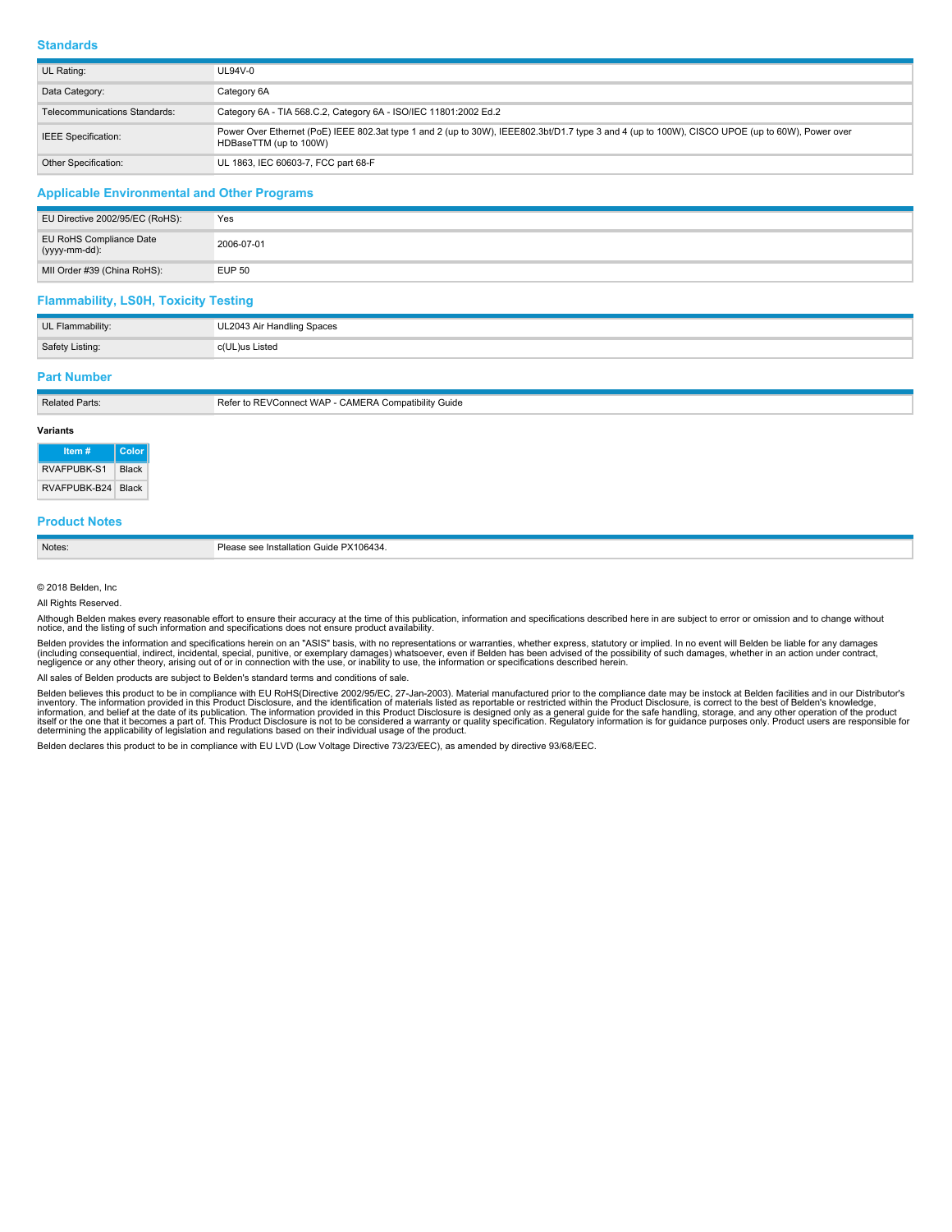## Standards

| | |
|---|---|
| UL Rating: | UL94V-0 |
| Data Category: | Category 6A |
| Telecommunications Standards: | Category 6A - TIA 568.C.2, Category 6A - ISO/IEC 11801:2002 Ed.2 |
| IEEE Specification: | Power Over Ethernet (PoE) IEEE 802.3at type 1 and 2 (up to 30W), IEEE802.3bt/D1.7 type 3 and 4 (up to 100W), CISCO UPOE (up to 60W), Power over HDBaseTTM (up to 100W) |
| Other Specification: | UL 1863, IEC 60603-7, FCC part 68-F |

## Applicable Environmental and Other Programs

| | |
|---|---|
| EU Directive 2002/95/EC (RoHS): | Yes |
| EU RoHS Compliance Date (yyyy-mm-dd): | 2006-07-01 |
| MII Order #39 (China RoHS): | EUP 50 |

## Flammability, LS0H, Toxicity Testing

| | |
|---|---|
| UL Flammability: | UL2043 Air Handling Spaces |
| Safety Listing: | c(UL)us Listed |

## Part Number

| | |
|---|---|
| Related Parts: | Refer to REVConnect WAP - CAMERA Compatibility Guide |

**Variants**

| Item # | Color |
|---|---|
| RVAFPUBK-S1 | Black |
| RVAFPUBK-B24 | Black |

## Product Notes

| | |
|---|---|
| Notes: | Please see Installation Guide PX106434. |

© 2018 Belden, Inc

All Rights Reserved.

Although Belden makes every reasonable effort to ensure their accuracy at the time of this publication, information and specifications described here in are subject to error or omission and to change without notice, and the listing of such information and specifications does not ensure product availability.

Belden provides the information and specifications herein on an "ASIS" basis, with no representations or warranties, whether express, statutory or implied. In no event will Belden be liable for any damages (including consequential, indirect, incidental, special, punitive, or exemplary damages) whatsoever, even if Belden has been advised of the possibility of such damages, whether in an action under contract, negligence or any other theory, arising out of or in connection with the use, or inability to use, the information or specifications described herein.

All sales of Belden products are subject to Belden's standard terms and conditions of sale.

Belden believes this product to be in compliance with EU RoHS(Directive 2002/95/EC, 27-Jan-2003). Material manufactured prior to the compliance date may be instock at Belden facilities and in our Distributor's inventory. The information provided in this Product Disclosure, and the identification of materials listed as reportable or restricted within the Product Disclosure, is correct to the best of Belden's knowledge, information, and belief at the date of its publication. The information provided in this Product Disclosure is designed only as a general guide for the safe handling, storage, and any other operation of the product itself or the one that it becomes a part of. This Product Disclosure is not to be considered a warranty or quality specification. Regulatory information is for guidance purposes only. Product users are responsible for determining the applicability of legislation and regulations based on their individual usage of the product.

Belden declares this product to be in compliance with EU LVD (Low Voltage Directive 73/23/EEC), as amended by directive 93/68/EEC.